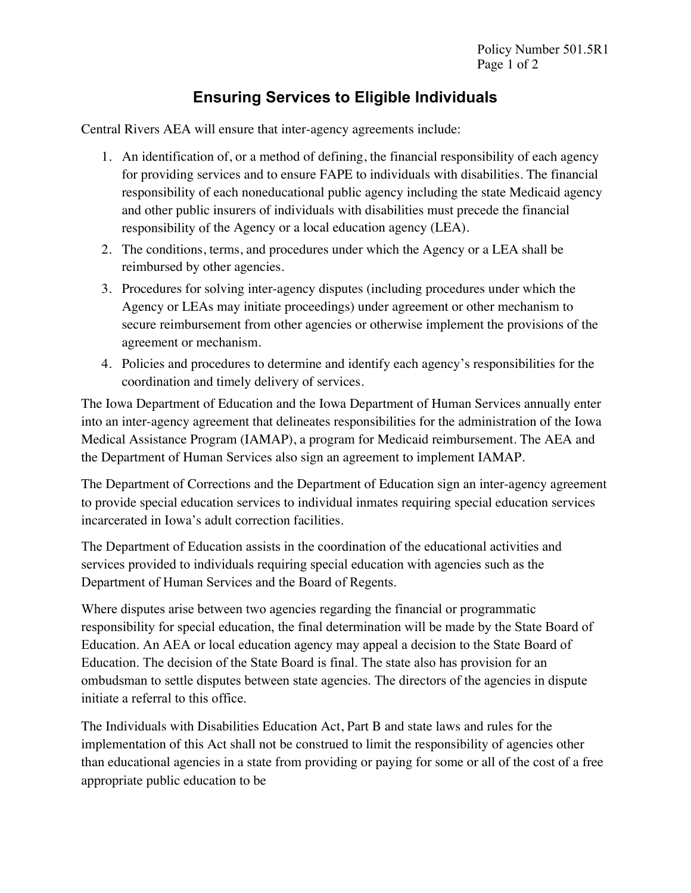# Ensuring Services to Eligible Individuals

Central Rivers AEA will ensure that inter-agency agreements include:

1. An identification of, or a method of defining, the financial responsibility of each agency for providing services and to ensure FAPE to individuals with disabilities. The financial responsibility of each noneducational public agency including the state Medicaid agency and other public insurers of individuals with disabilities must precede the financial responsibility of the Agency or a local education agency (LEA).
2. The conditions, terms, and procedures under which the Agency or a LEA shall be reimbursed by other agencies.
3. Procedures for solving inter-agency disputes (including procedures under which the Agency or LEAs may initiate proceedings) under agreement or other mechanism to secure reimbursement from other agencies or otherwise implement the provisions of the agreement or mechanism.
4. Policies and procedures to determine and identify each agency's responsibilities for the coordination and timely delivery of services.

The Iowa Department of Education and the Iowa Department of Human Services annually enter into an inter-agency agreement that delineates responsibilities for the administration of the Iowa Medical Assistance Program (IAMAP), a program for Medicaid reimbursement. The AEA and the Department of Human Services also sign an agreement to implement IAMAP.

The Department of Corrections and the Department of Education sign an inter-agency agreement to provide special education services to individual inmates requiring special education services incarcerated in Iowa's adult correction facilities.

The Department of Education assists in the coordination of the educational activities and services provided to individuals requiring special education with agencies such as the Department of Human Services and the Board of Regents.

Where disputes arise between two agencies regarding the financial or programmatic responsibility for special education, the final determination will be made by the State Board of Education. An AEA or local education agency may appeal a decision to the State Board of Education. The decision of the State Board is final. The state also has provision for an ombudsman to settle disputes between state agencies. The directors of the agencies in dispute initiate a referral to this office.

The Individuals with Disabilities Education Act, Part B and state laws and rules for the implementation of this Act shall not be construed to limit the responsibility of agencies other than educational agencies in a state from providing or paying for some or all of the cost of a free appropriate public education to be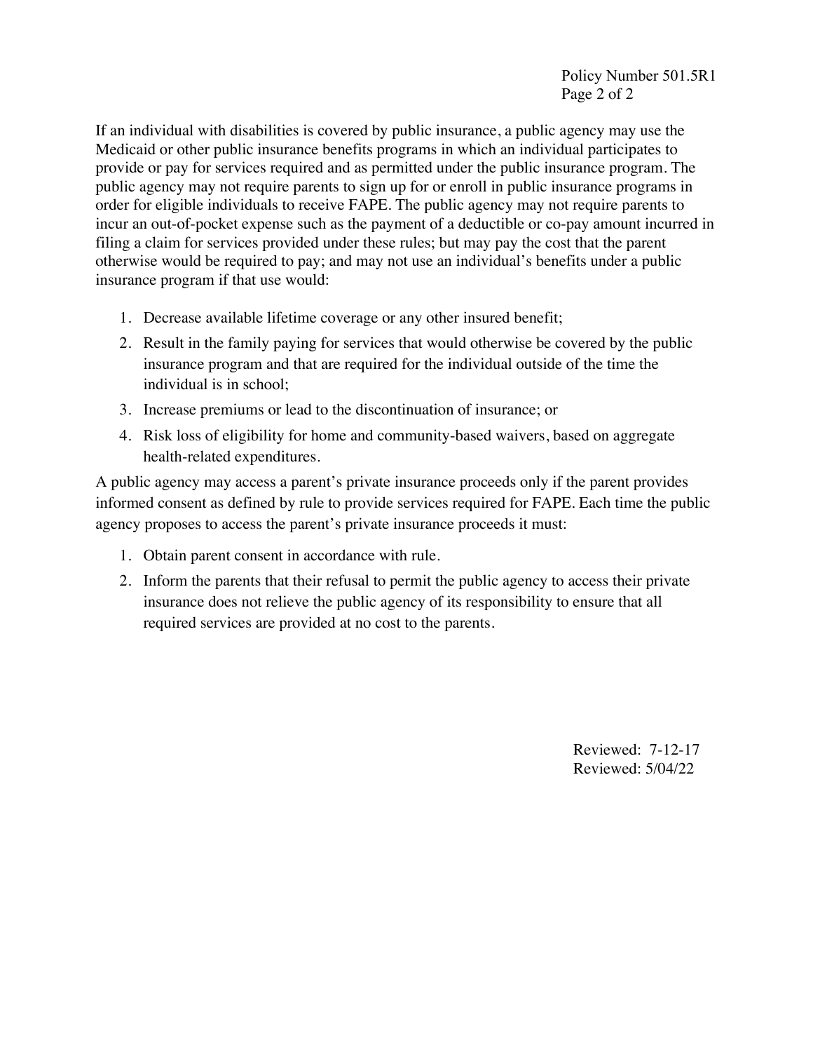If an individual with disabilities is covered by public insurance, a public agency may use the Medicaid or other public insurance benefits programs in which an individual participates to provide or pay for services required and as permitted under the public insurance program. The public agency may not require parents to sign up for or enroll in public insurance programs in order for eligible individuals to receive FAPE. The public agency may not require parents to incur an out-of-pocket expense such as the payment of a deductible or co-pay amount incurred in filing a claim for services provided under these rules; but may pay the cost that the parent otherwise would be required to pay; and may not use an individual's benefits under a public insurance program if that use would:

1. Decrease available lifetime coverage or any other insured benefit;
2. Result in the family paying for services that would otherwise be covered by the public insurance program and that are required for the individual outside of the time the individual is in school;
3. Increase premiums or lead to the discontinuation of insurance; or
4. Risk loss of eligibility for home and community-based waivers, based on aggregate health-related expenditures.

A public agency may access a parent's private insurance proceeds only if the parent provides informed consent as defined by rule to provide services required for FAPE. Each time the public agency proposes to access the parent's private insurance proceeds it must:

1. Obtain parent consent in accordance with rule.
2. Inform the parents that their refusal to permit the public agency to access their private insurance does not relieve the public agency of its responsibility to ensure that all required services are provided at no cost to the parents.

Reviewed: 7-12-17
Reviewed: 5/04/22